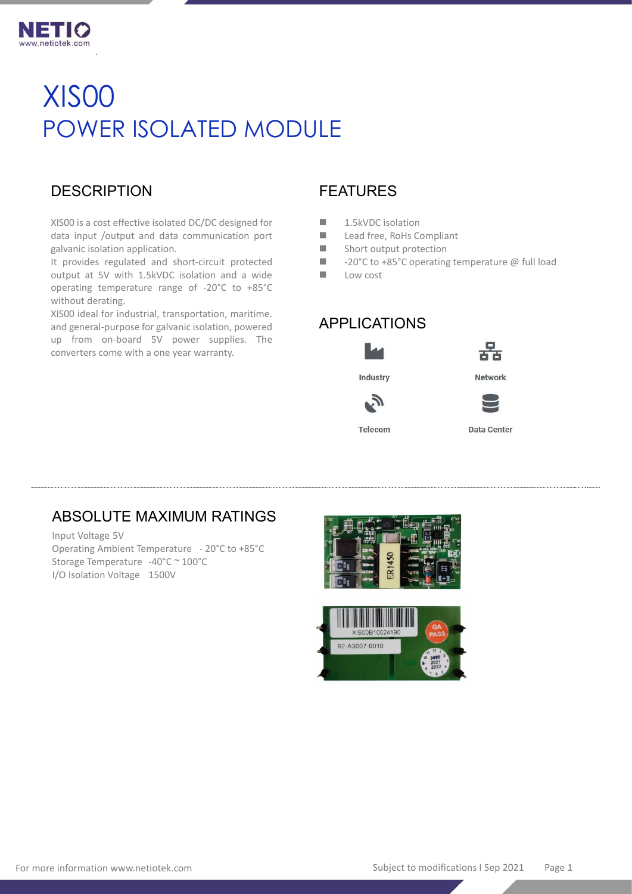# XIS00

# POWER ISOLATED MODULE

## DESCRIPTION

XIS00 is a cost effective isolated DC/DC designed for data input /output and data communication port galvanic isolation application.

It provides regulated and short-circuit protected output at 5V with 1.5kVDC isolation and a wide operating temperature range of -20°C to +85°C without derating.

XIS00 ideal for industrial, transportation, maritime. and general-purpose for galvanic isolation, powered up from on-board 5V power supplies. The converters come with a one year warranty.

## FEATURES

- 1.5kVDC isolation
- Lead free, RoHs Compliant
- Short output protection
- -20°C to +85°C operating temperature @ full load
- Low cost

## APPLICATIONS

- Industry
- Network
- Telecom
- Data Center

## ABSOLUTE MAXIMUM RATINGS

Input Voltage 5V

Operating Ambient Temperature - 20°C to +85°C

Storage Temperature -40°C ~ 100°C

I/O Isolation Voltage 1500V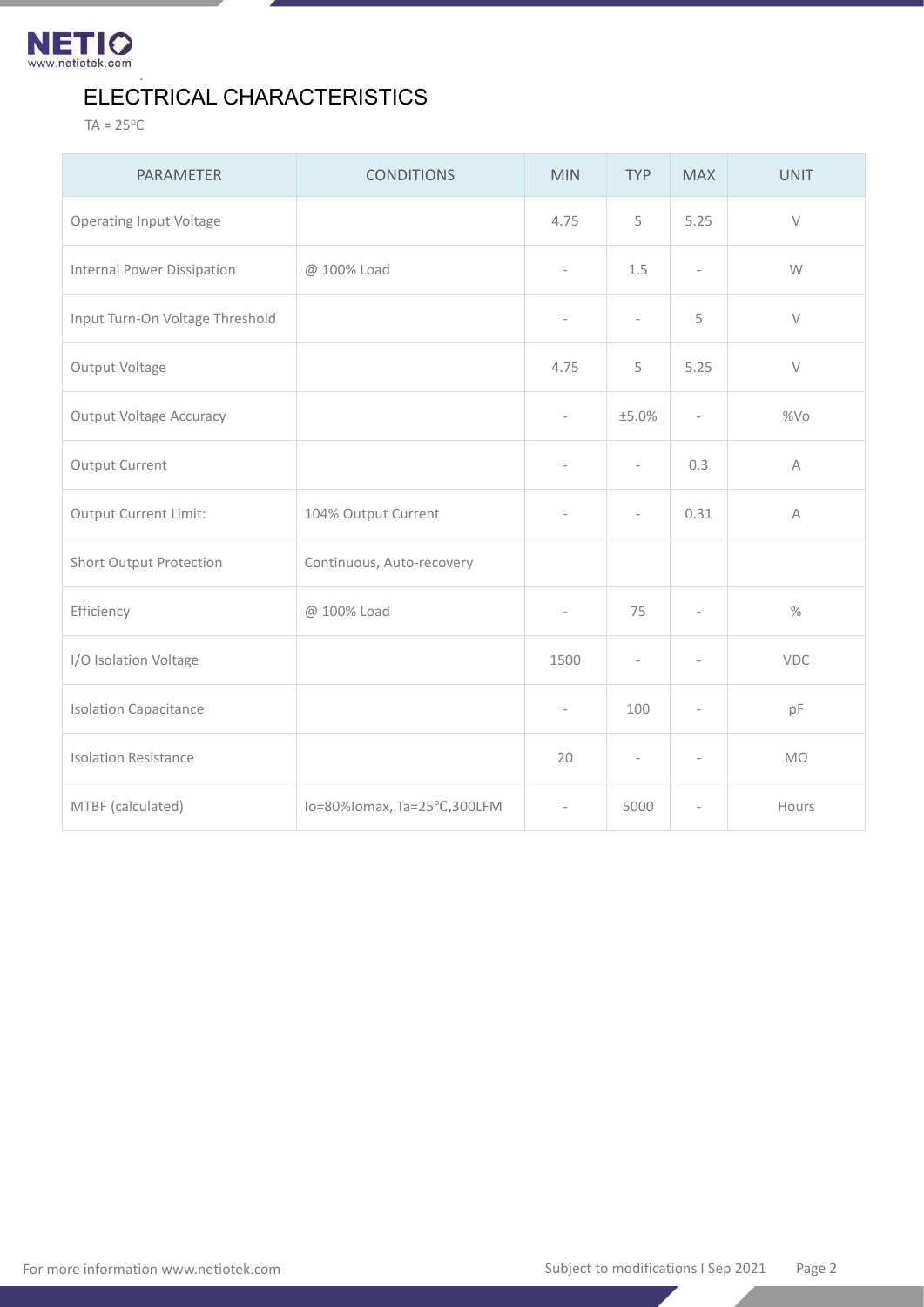# ELECTRICAL CHARACTERISTICS

TA = 25°C

| PARAMETER | CONDITIONS | MIN | TYP | MAX | UNIT |
|---|---|---|---|---|---|
| Operating Input Voltage | | 4.75 | 5 | 5.25 | V |
| Internal Power Dissipation | @ 100% Load | - | 1.5 | - | W |
| Input Turn-On Voltage Threshold | | - | - | 5 | V |
| Output Voltage | | 4.75 | 5 | 5.25 | V |
| Output Voltage Accuracy | | - | ±5.0% | - | %Vo |
| Output Current | | - | - | 0.3 | A |
| Output Current Limit: | 104% Output Current | - | - | 0.31 | A |
| Short Output Protection | Continuous, Auto-recovery | | | | |
| Efficiency | @ 100% Load | - | 75 | - | % |
| I/O Isolation Voltage | | 1500 | - | - | VDC |
| Isolation Capacitance | | - | 100 | - | pF |
| Isolation Resistance | | 20 | - | - | MΩ |
| MTBF (calculated) | Io=80%Iomax, Ta=25℃,300LFM | - | 5000 | - | Hours |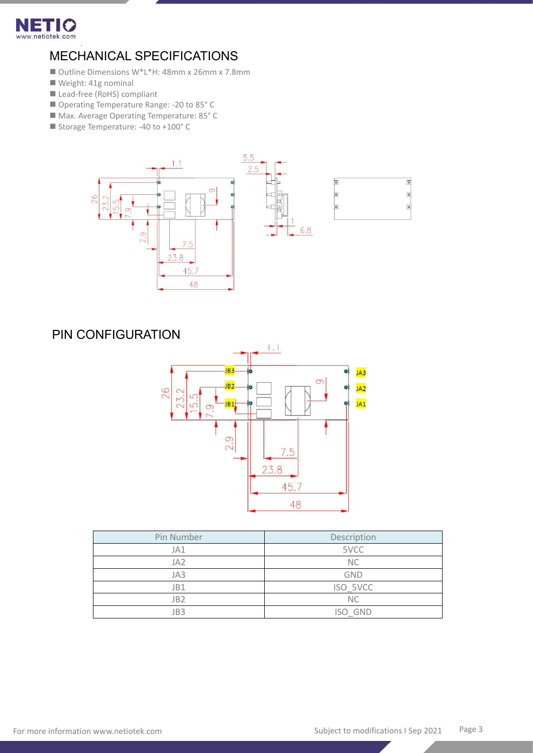## MECHANICAL SPECIFICATIONS

- Outline Dimensions W*L*H: 48mm x 26mm x 7.8mm
- Weight: 41g nominal
- Lead-free (RoHS) compliant
- Operating Temperature Range: -20 to 85° C
- Max. Average Operating Temperature: 85° C
- Storage Temperature: -40 to +100° C

## PIN CONFIGURATION

| Pin Number | Description |
|---|---|
| JA1 | 5VCC |
| JA2 | NC |
| JA3 | GND |
| JB1 | ISO_5VCC |
| JB2 | NC |
| JB3 | ISO_GND |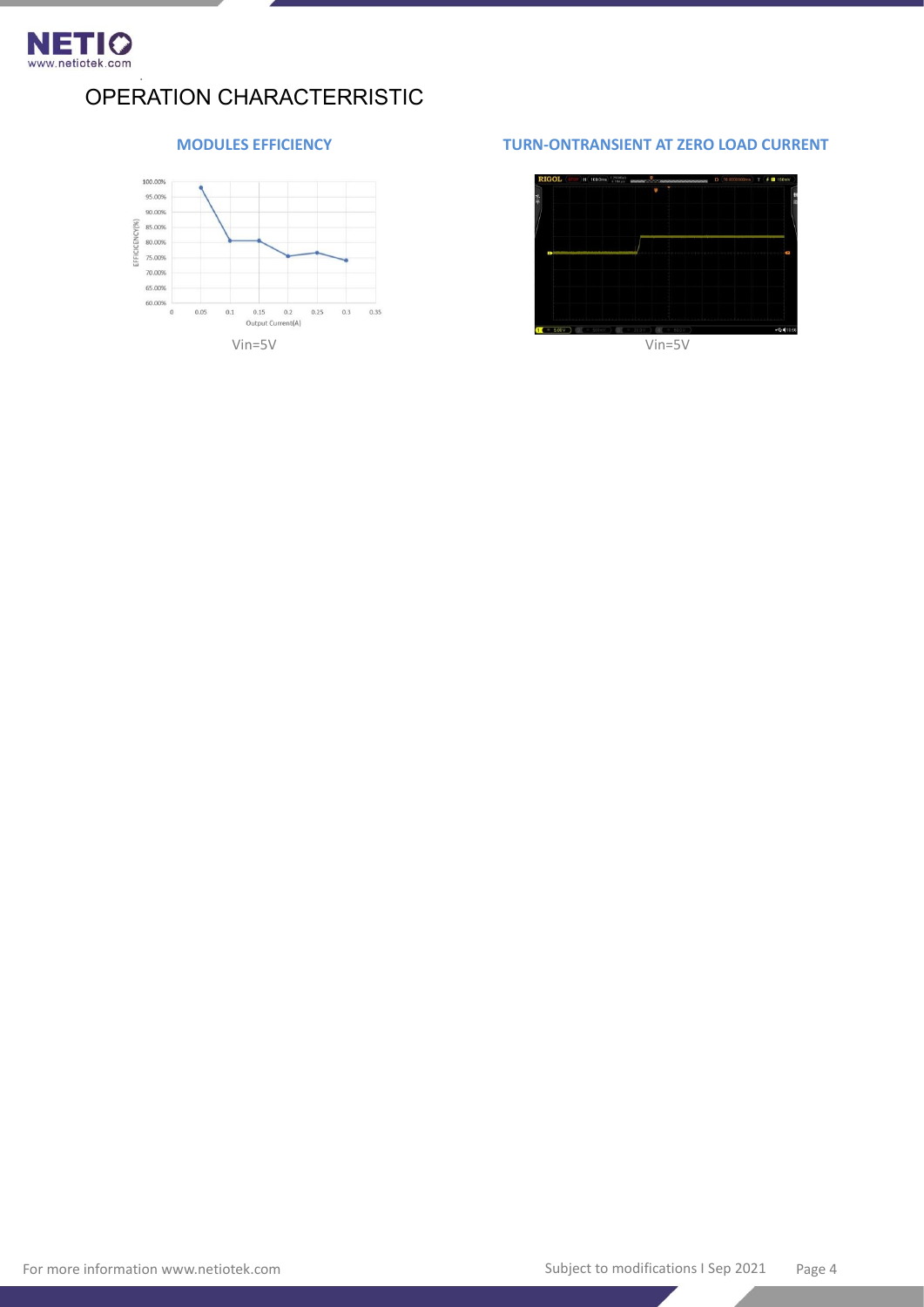# OPERATION CHARACTERRISTIC

## MODULES EFFICIENCY

100.00%
95.00%
90.00%
85.00%
80.00%
75.00%
70.00%
65.00%
60.00%

EFFICIENCY(%)

0 0.05 0.1 0.15 0.2 0.25 0.3 0.35

Output Current(A)

Vin=5V

## TURN-ONTRANSIENT AT ZERO LOAD CURRENT

Vin=5V